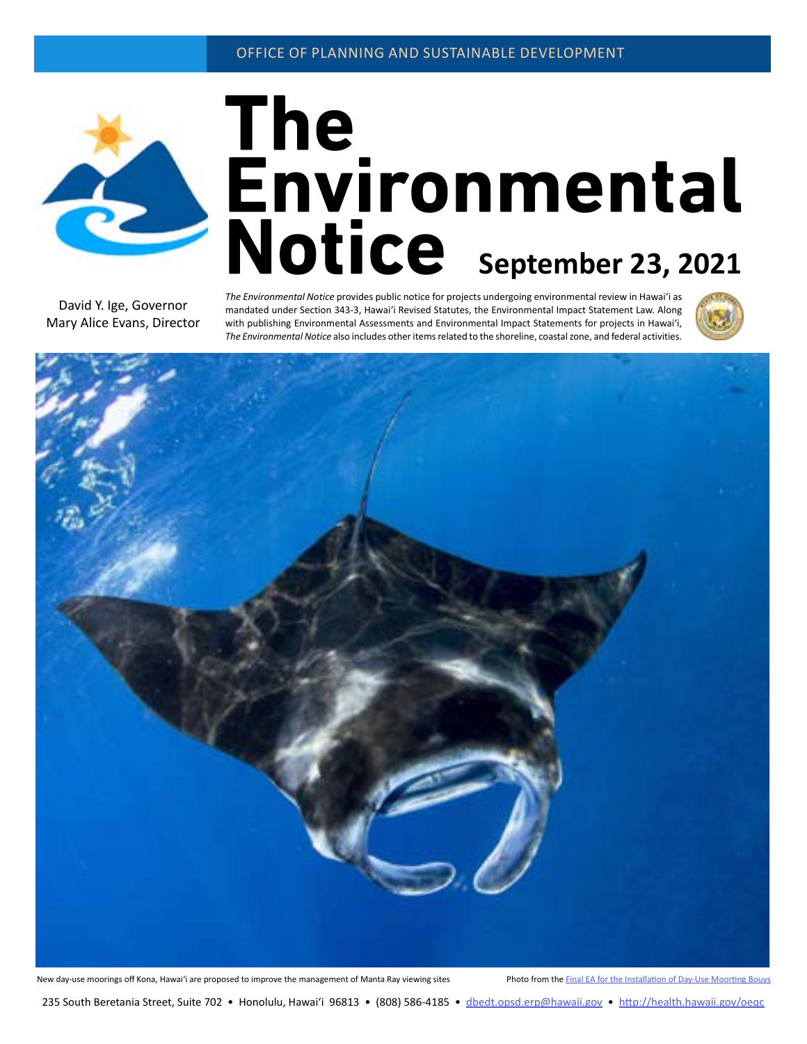OFFICE OF PLANNING AND SUSTAINABLE DEVELOPMENT

# The Environmental Notice

**September 23, 2021**

David Y. Ige, Governor
Mary Alice Evans, Director

*The Environmental Notice* provides public notice for projects undergoing environmental review in Hawaiʻi as mandated under Section 343-3, Hawaiʻi Revised Statutes, the Environmental Impact Statement Law. Along with publishing Environmental Assessments and Environmental Impact Statements for projects in Hawaiʻi, *The Environmental Notice* also includes other items related to the shoreline, coastal zone, and federal activities.

New day-use moorings off Kona, Hawaiʻi are proposed to improve the management of Manta Ray viewing sites

Photo from the [Final EA for the Installation of Day-Use Moorting Bouys]

235 South Beretania Street, Suite 702 • Honolulu, Hawaiʻi 96813 • (808) 586-4185 • dbedt.opsd.erp@hawaii.gov • http://health.hawaii.gov/oeqc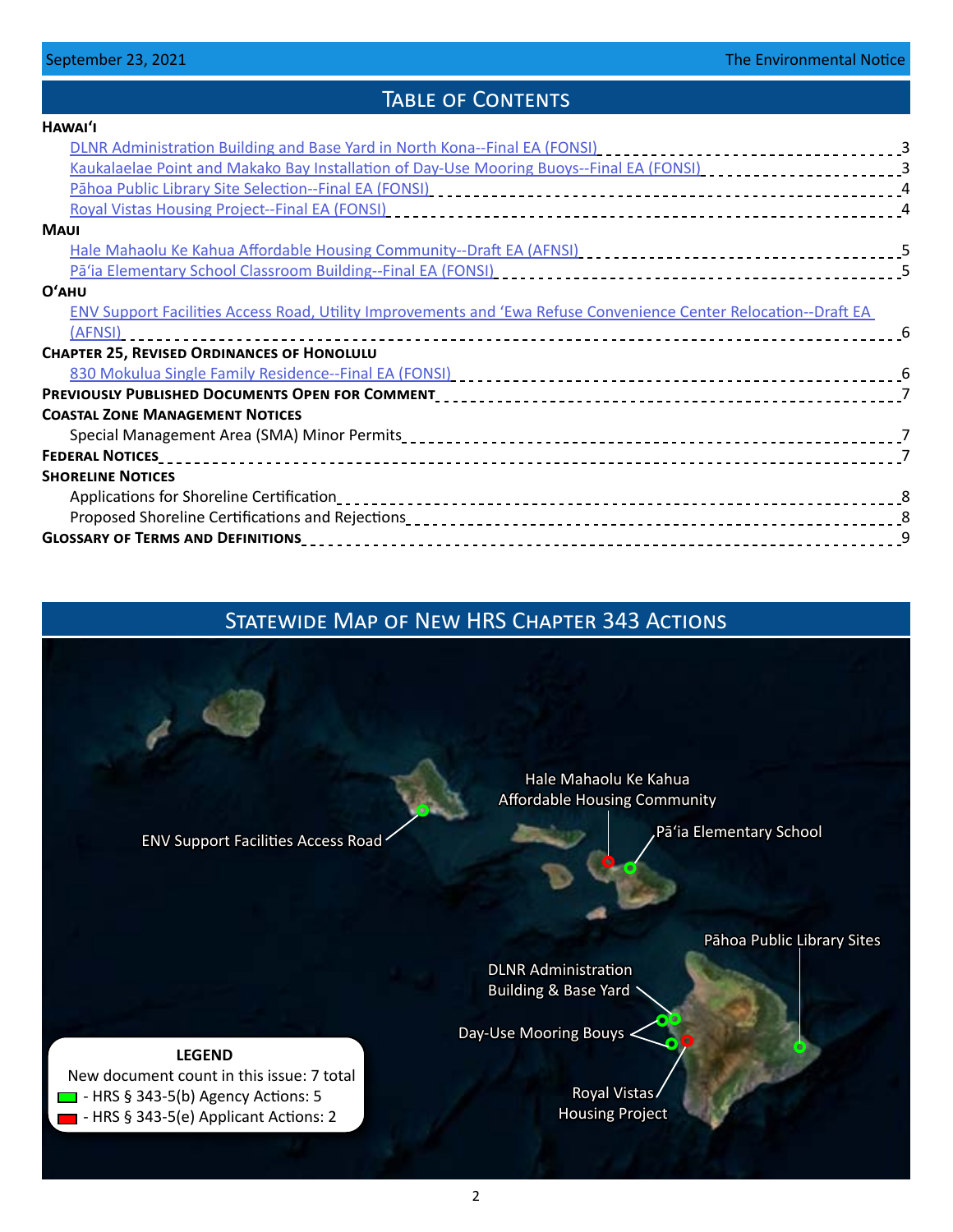## Table of Contents

**Hawaiʻi**

- DLNR Administration Building and Base Yard in North Kona--Final EA (FONSI) ... 3
- Kaukalaelae Point and Makako Bay Installation of Day-Use Mooring Buoys--Final EA (FONSI) ... 3
- Pāhoa Public Library Site Selection--Final EA (FONSI) ... 4
- Royal Vistas Housing Project--Final EA (FONSI) ... 4

**Maui**

- Hale Mahaolu Ke Kahua Affordable Housing Community--Draft EA (AFNSI) ... 5
- Pāʻia Elementary School Classroom Building--Final EA (FONSI) ... 5

**Oʻahu**

- ENV Support Facilities Access Road, Utility Improvements and ʻEwa Refuse Convenience Center Relocation--Draft EA (AFNSI) ... 6

**Chapter 25, Revised Ordinances of Honolulu**

- 830 Mokulua Single Family Residence--Final EA (FONSI) ... 6

**Previously Published Documents Open for Comment** ... 7

**Coastal Zone Management Notices**

- Special Management Area (SMA) Minor Permits ... 7

**Federal Notices** ... 7

**Shoreline Notices**

- Applications for Shoreline Certification ... 8
- Proposed Shoreline Certifications and Rejections ... 8

**Glossary of Terms and Definitions** ... 9

## Statewide Map of New HRS Chapter 343 Actions

Hale Mahaolu Ke Kahua Affordable Housing Community

ENV Support Facilities Access Road

Pāʻia Elementary School

Pāhoa Public Library Sites

DLNR Administration Building & Base Yard

Day-Use Mooring Bouys

Royal Vistas Housing Project

**LEGEND**

New document count in this issue: 7 total

- HRS § 343-5(b) Agency Actions: 5
- HRS § 343-5(e) Applicant Actions: 2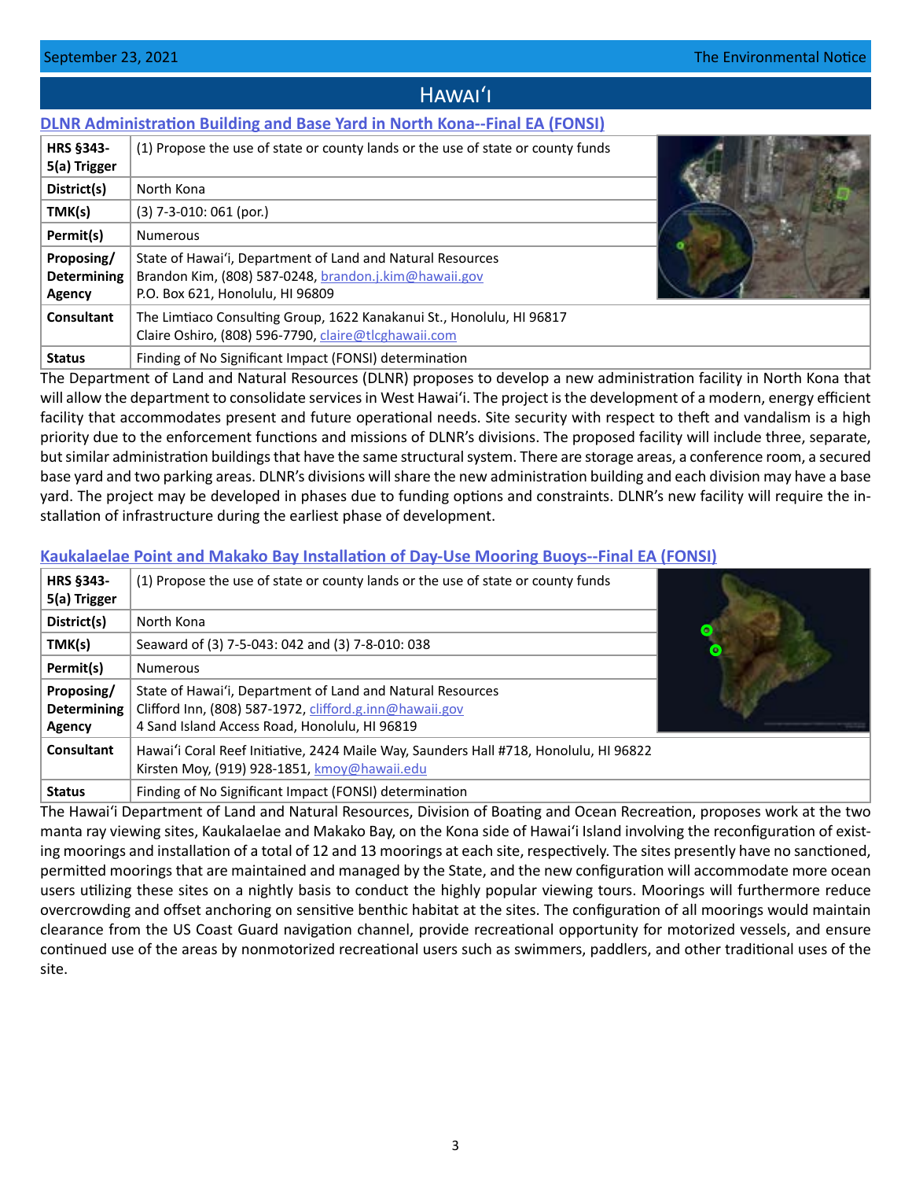# Hawaiʻi

## DLNR Administration Building and Base Yard in North Kona--Final EA (FONSI)

| | |
|---|---|
| **HRS §343-5(a) Trigger** | (1) Propose the use of state or county lands or the use of state or county funds |
| **District(s)** | North Kona |
| **TMK(s)** | (3) 7-3-010: 061 (por.) |
| **Permit(s)** | Numerous |
| **Proposing/ Determining Agency** | State of Hawaiʻi, Department of Land and Natural Resources<br>Brandon Kim, (808) 587-0248, brandon.j.kim@hawaii.gov<br>P.O. Box 621, Honolulu, HI 96809 |
| **Consultant** | The Limtiaco Consulting Group, 1622 Kanakanui St., Honolulu, HI 96817<br>Claire Oshiro, (808) 596-7790, claire@tlcghawaii.com |
| **Status** | Finding of No Significant Impact (FONSI) determination |

The Department of Land and Natural Resources (DLNR) proposes to develop a new administration facility in North Kona that will allow the department to consolidate services in West Hawaiʻi. The project is the development of a modern, energy efficient facility that accommodates present and future operational needs. Site security with respect to theft and vandalism is a high priority due to the enforcement functions and missions of DLNR's divisions. The proposed facility will include three, separate, but similar administration buildings that have the same structural system. There are storage areas, a conference room, a secured base yard and two parking areas. DLNR's divisions will share the new administration building and each division may have a base yard. The project may be developed in phases due to funding options and constraints. DLNR's new facility will require the installation of infrastructure during the earliest phase of development.

## Kaukalaelae Point and Makako Bay Installation of Day-Use Mooring Buoys--Final EA (FONSI)

| | |
|---|---|
| **HRS §343-5(a) Trigger** | (1) Propose the use of state or county lands or the use of state or county funds |
| **District(s)** | North Kona |
| **TMK(s)** | Seaward of (3) 7-5-043: 042 and (3) 7-8-010: 038 |
| **Permit(s)** | Numerous |
| **Proposing/ Determining Agency** | State of Hawaiʻi, Department of Land and Natural Resources<br>Clifford Inn, (808) 587-1972, clifford.g.inn@hawaii.gov<br>4 Sand Island Access Road, Honolulu, HI 96819 |
| **Consultant** | Hawaiʻi Coral Reef Initiative, 2424 Maile Way, Saunders Hall #718, Honolulu, HI 96822<br>Kirsten Moy, (919) 928-1851, kmoy@hawaii.edu |
| **Status** | Finding of No Significant Impact (FONSI) determination |

The Hawaiʻi Department of Land and Natural Resources, Division of Boating and Ocean Recreation, proposes work at the two manta ray viewing sites, Kaukalaelae and Makako Bay, on the Kona side of Hawaiʻi Island involving the reconfiguration of existing moorings and installation of a total of 12 and 13 moorings at each site, respectively. The sites presently have no sanctioned, permitted moorings that are maintained and managed by the State, and the new configuration will accommodate more ocean users utilizing these sites on a nightly basis to conduct the highly popular viewing tours. Moorings will furthermore reduce overcrowding and offset anchoring on sensitive benthic habitat at the sites. The configuration of all moorings would maintain clearance from the US Coast Guard navigation channel, provide recreational opportunity for motorized vessels, and ensure continued use of the areas by nonmotorized recreational users such as swimmers, paddlers, and other traditional uses of the site.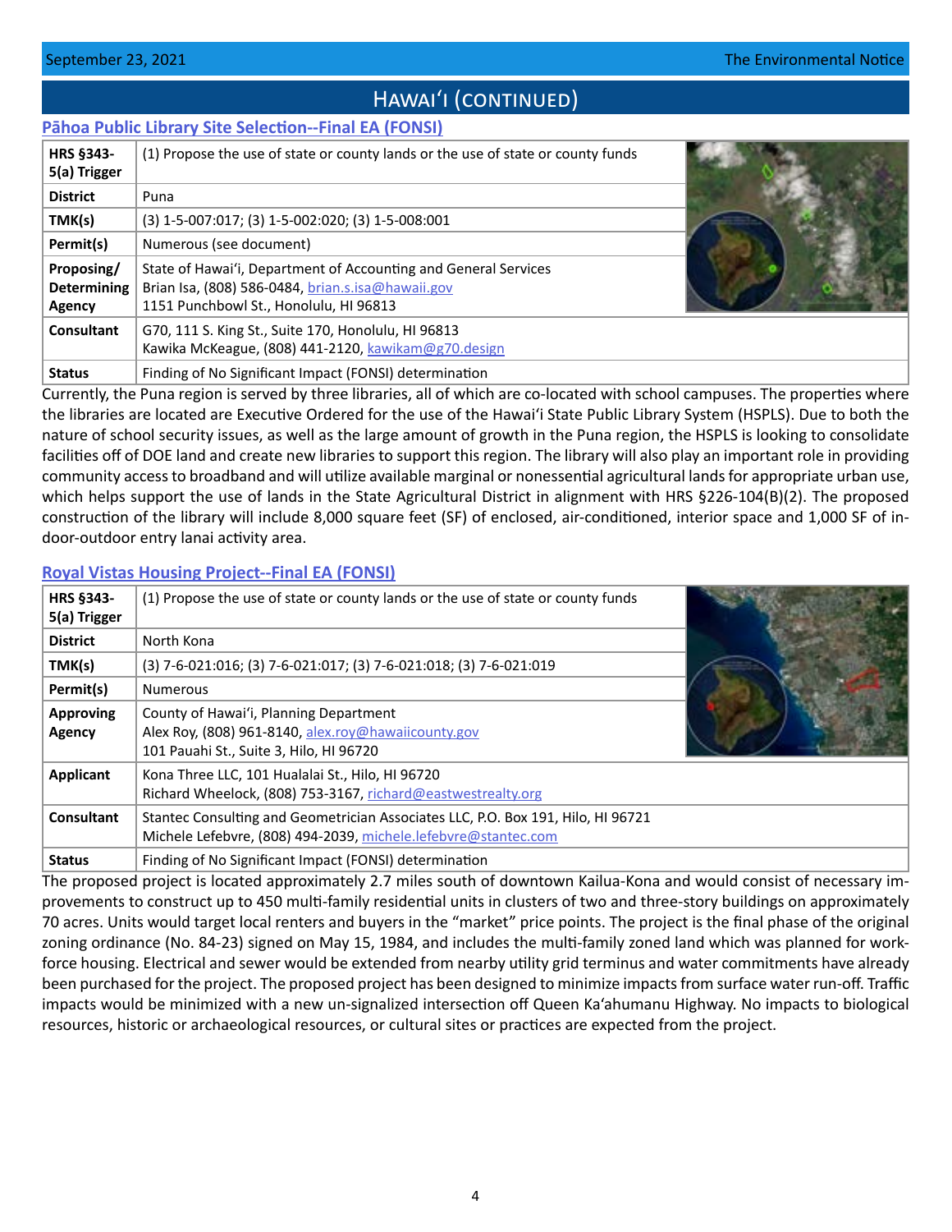## Hawaiʻi (continued)

### Pāhoa Public Library Site Selection--Final EA (FONSI)

| | |
|---|---|
| **HRS §343-5(a) Trigger** | (1) Propose the use of state or county lands or the use of state or county funds |
| **District** | Puna |
| **TMK(s)** | (3) 1-5-007:017; (3) 1-5-002:020; (3) 1-5-008:001 |
| **Permit(s)** | Numerous (see document) |
| **Proposing/ Determining Agency** | State of Hawaiʻi, Department of Accounting and General Services<br>Brian Isa, (808) 586-0484, brian.s.isa@hawaii.gov<br>1151 Punchbowl St., Honolulu, HI 96813 |
| **Consultant** | G70, 111 S. King St., Suite 170, Honolulu, HI 96813<br>Kawika McKeague, (808) 441-2120, kawikam@g70.design |
| **Status** | Finding of No Significant Impact (FONSI) determination |

Currently, the Puna region is served by three libraries, all of which are co-located with school campuses. The properties where the libraries are located are Executive Ordered for the use of the Hawaiʻi State Public Library System (HSPLS). Due to both the nature of school security issues, as well as the large amount of growth in the Puna region, the HSPLS is looking to consolidate facilities off of DOE land and create new libraries to support this region. The library will also play an important role in providing community access to broadband and will utilize available marginal or nonessential agricultural lands for appropriate urban use, which helps support the use of lands in the State Agricultural District in alignment with HRS §226-104(B)(2). The proposed construction of the library will include 8,000 square feet (SF) of enclosed, air-conditioned, interior space and 1,000 SF of indoor-outdoor entry lanai activity area.

### Royal Vistas Housing Project--Final EA (FONSI)

| | |
|---|---|
| **HRS §343-5(a) Trigger** | (1) Propose the use of state or county lands or the use of state or county funds |
| **District** | North Kona |
| **TMK(s)** | (3) 7-6-021:016; (3) 7-6-021:017; (3) 7-6-021:018; (3) 7-6-021:019 |
| **Permit(s)** | Numerous |
| **Approving Agency** | County of Hawaiʻi, Planning Department<br>Alex Roy, (808) 961-8140, alex.roy@hawaiicounty.gov<br>101 Pauahi St., Suite 3, Hilo, HI 96720 |
| **Applicant** | Kona Three LLC, 101 Hualalai St., Hilo, HI 96720<br>Richard Wheelock, (808) 753-3167, richard@eastwestrealty.org |
| **Consultant** | Stantec Consulting and Geometrician Associates LLC, P.O. Box 191, Hilo, HI 96721<br>Michele Lefebvre, (808) 494-2039, michele.lefebvre@stantec.com |
| **Status** | Finding of No Significant Impact (FONSI) determination |

The proposed project is located approximately 2.7 miles south of downtown Kailua-Kona and would consist of necessary improvements to construct up to 450 multi-family residential units in clusters of two and three-story buildings on approximately 70 acres. Units would target local renters and buyers in the "market" price points. The project is the final phase of the original zoning ordinance (No. 84-23) signed on May 15, 1984, and includes the multi-family zoned land which was planned for workforce housing. Electrical and sewer would be extended from nearby utility grid terminus and water commitments have already been purchased for the project. The proposed project has been designed to minimize impacts from surface water run-off. Traffic impacts would be minimized with a new un-signalized intersection off Queen Kaʻahumanu Highway. No impacts to biological resources, historic or archaeological resources, or cultural sites or practices are expected from the project.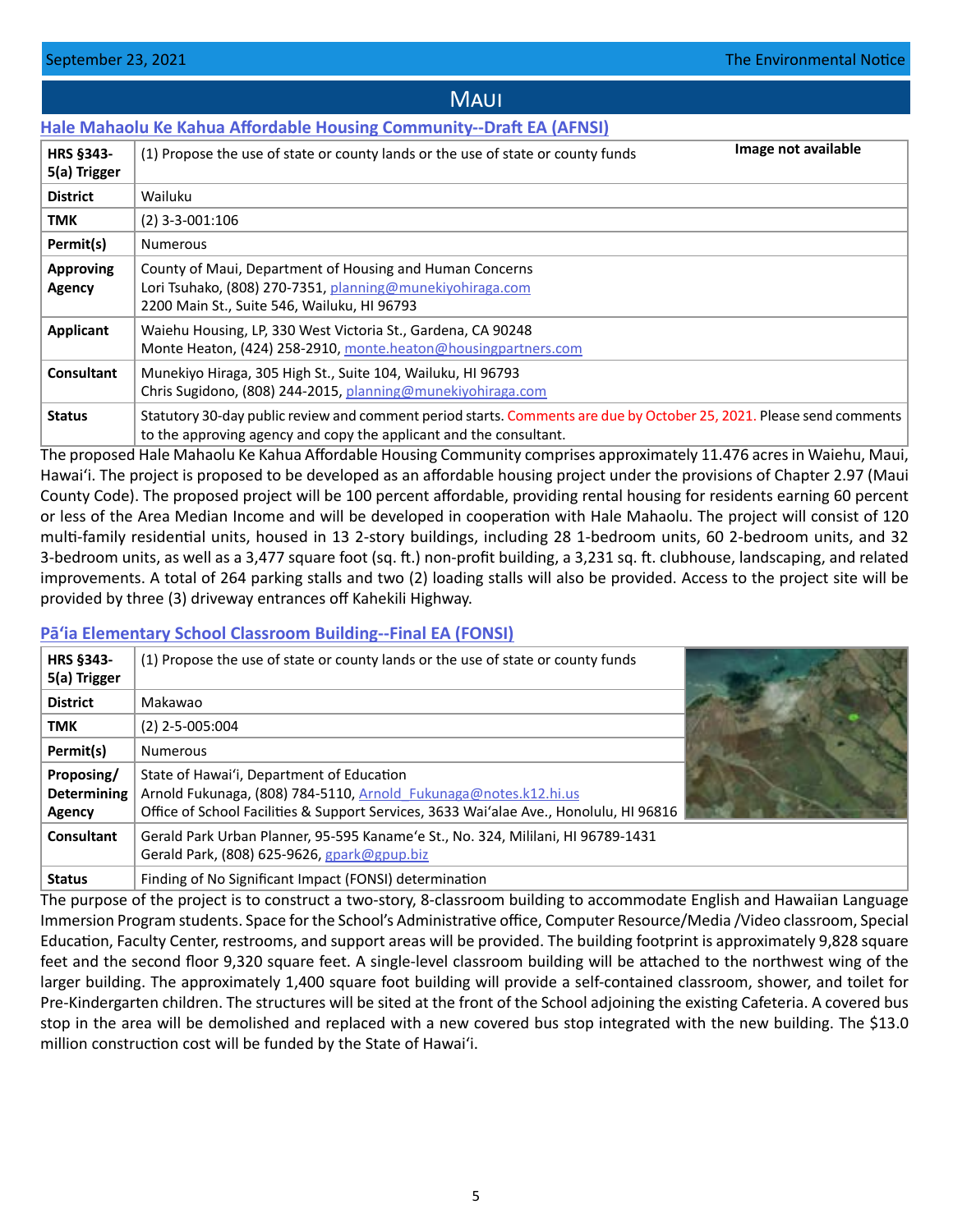## Maui

### Hale Mahaolu Ke Kahua Affordable Housing Community--Draft EA (AFNSI)

| | |
|---|---|
| **HRS §343-5(a) Trigger** | (1) Propose the use of state or county lands or the use of state or county funds |
| **District** | Wailuku |
| **TMK** | (2) 3-3-001:106 |
| **Permit(s)** | Numerous |
| **Approving Agency** | County of Maui, Department of Housing and Human Concerns<br>Lori Tsuhako, (808) 270-7351, planning@munekiyohiraga.com<br>2200 Main St., Suite 546, Wailuku, HI 96793 |
| **Applicant** | Waiehu Housing, LP, 330 West Victoria St., Gardena, CA 90248<br>Monte Heaton, (424) 258-2910, monte.heaton@housingpartners.com |
| **Consultant** | Munekiyo Hiraga, 305 High St., Suite 104, Wailuku, HI 96793<br>Chris Sugidono, (808) 244-2015, planning@munekiyohiraga.com |
| **Status** | Statutory 30-day public review and comment period starts. Comments are due by October 25, 2021. Please send comments to the approving agency and copy the applicant and the consultant. |

Image not available

The proposed Hale Mahaolu Ke Kahua Affordable Housing Community comprises approximately 11.476 acres in Waiehu, Maui, Hawai'i. The project is proposed to be developed as an affordable housing project under the provisions of Chapter 2.97 (Maui County Code). The proposed project will be 100 percent affordable, providing rental housing for residents earning 60 percent or less of the Area Median Income and will be developed in cooperation with Hale Mahaolu. The project will consist of 120 multi-family residential units, housed in 13 2-story buildings, including 28 1-bedroom units, 60 2-bedroom units, and 32 3-bedroom units, as well as a 3,477 square foot (sq. ft.) non-profit building, a 3,231 sq. ft. clubhouse, landscaping, and related improvements. A total of 264 parking stalls and two (2) loading stalls will also be provided. Access to the project site will be provided by three (3) driveway entrances off Kahekili Highway.

### Pā'ia Elementary School Classroom Building--Final EA (FONSI)

| | |
|---|---|
| **HRS §343-5(a) Trigger** | (1) Propose the use of state or county lands or the use of state or county funds |
| **District** | Makawao |
| **TMK** | (2) 2-5-005:004 |
| **Permit(s)** | Numerous |
| **Proposing/ Determining Agency** | State of Hawai'i, Department of Education<br>Arnold Fukunaga, (808) 784-5110, Arnold_Fukunaga@notes.k12.hi.us<br>Office of School Facilities & Support Services, 3633 Wai'alae Ave., Honolulu, HI 96816 |
| **Consultant** | Gerald Park Urban Planner, 95-595 Kaname'e St., No. 324, Mililani, HI 96789-1431<br>Gerald Park, (808) 625-9626, gpark@gpup.biz |
| **Status** | Finding of No Significant Impact (FONSI) determination |

The purpose of the project is to construct a two-story, 8-classroom building to accommodate English and Hawaiian Language Immersion Program students. Space for the School's Administrative office, Computer Resource/Media /Video classroom, Special Education, Faculty Center, restrooms, and support areas will be provided. The building footprint is approximately 9,828 square feet and the second floor 9,320 square feet. A single-level classroom building will be attached to the northwest wing of the larger building. The approximately 1,400 square foot building will provide a self-contained classroom, shower, and toilet for Pre-Kindergarten children. The structures will be sited at the front of the School adjoining the existing Cafeteria. A covered bus stop in the area will be demolished and replaced with a new covered bus stop integrated with the new building. The $13.0 million construction cost will be funded by the State of Hawai'i.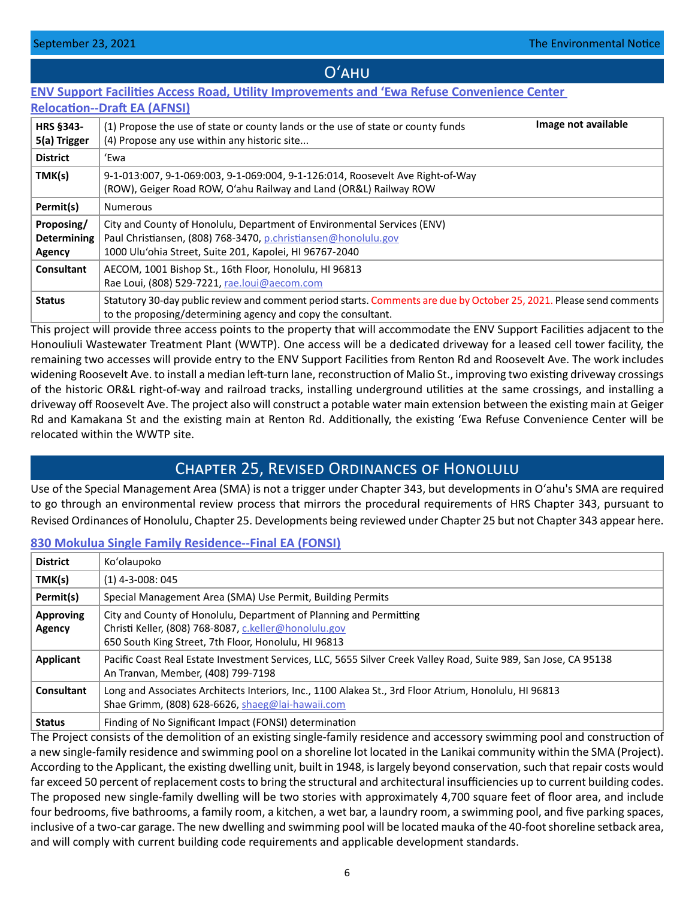# Oʻahu

## ENV Support Facilities Access Road, Utility Improvements and ʻEwa Refuse Convenience Center Relocation--Draft EA (AFNSI)

| | |
|---|---|
| **HRS §343-5(a) Trigger** | (1) Propose the use of state or county lands or the use of state or county funds<br>(4) Propose any use within any historic site... — **Image not available** |
| **District** | ʻEwa |
| **TMK(s)** | 9-1-013:007, 9-1-069:003, 9-1-069:004, 9-1-126:014, Roosevelt Ave Right-of-Way (ROW), Geiger Road ROW, Oʻahu Railway and Land (OR&L) Railway ROW |
| **Permit(s)** | Numerous |
| **Proposing/ Determining Agency** | City and County of Honolulu, Department of Environmental Services (ENV)<br>Paul Christiansen, (808) 768-3470, p.christiansen@honolulu.gov<br>1000 Uluʻohia Street, Suite 201, Kapolei, HI 96767-2040 |
| **Consultant** | AECOM, 1001 Bishop St., 16th Floor, Honolulu, HI 96813<br>Rae Loui, (808) 529-7221, rae.loui@aecom.com |
| **Status** | Statutory 30-day public review and comment period starts. Comments are due by October 25, 2021. Please send comments to the proposing/determining agency and copy the consultant. |

This project will provide three access points to the property that will accommodate the ENV Support Facilities adjacent to the Honouliuli Wastewater Treatment Plant (WWTP). One access will be a dedicated driveway for a leased cell tower facility, the remaining two accesses will provide entry to the ENV Support Facilities from Renton Rd and Roosevelt Ave. The work includes widening Roosevelt Ave. to install a median left-turn lane, reconstruction of Malio St., improving two existing driveway crossings of the historic OR&L right-of-way and railroad tracks, installing underground utilities at the same crossings, and installing a driveway off Roosevelt Ave. The project also will construct a potable water main extension between the existing main at Geiger Rd and Kamakana St and the existing main at Renton Rd. Additionally, the existing ʻEwa Refuse Convenience Center will be relocated within the WWTP site.

# Chapter 25, Revised Ordinances of Honolulu

Use of the Special Management Area (SMA) is not a trigger under Chapter 343, but developments in Oʻahu's SMA are required to go through an environmental review process that mirrors the procedural requirements of HRS Chapter 343, pursuant to Revised Ordinances of Honolulu, Chapter 25. Developments being reviewed under Chapter 25 but not Chapter 343 appear here.

## 830 Mokulua Single Family Residence--Final EA (FONSI)

| | |
|---|---|
| **District** | Koʻolaupoko |
| **TMK(s)** | (1) 4-3-008: 045 |
| **Permit(s)** | Special Management Area (SMA) Use Permit, Building Permits |
| **Approving Agency** | City and County of Honolulu, Department of Planning and Permitting<br>Christi Keller, (808) 768-8087, c.keller@honolulu.gov<br>650 South King Street, 7th Floor, Honolulu, HI 96813 |
| **Applicant** | Pacific Coast Real Estate Investment Services, LLC, 5655 Silver Creek Valley Road, Suite 989, San Jose, CA 95138<br>An Tranvan, Member, (408) 799-7198 |
| **Consultant** | Long and Associates Architects Interiors, Inc., 1100 Alakea St., 3rd Floor Atrium, Honolulu, HI 96813<br>Shae Grimm, (808) 628-6626, shaeg@lai-hawaii.com |
| **Status** | Finding of No Significant Impact (FONSI) determination |

The Project consists of the demolition of an existing single-family residence and accessory swimming pool and construction of a new single-family residence and swimming pool on a shoreline lot located in the Lanikai community within the SMA (Project). According to the Applicant, the existing dwelling unit, built in 1948, is largely beyond conservation, such that repair costs would far exceed 50 percent of replacement costs to bring the structural and architectural insufficiencies up to current building codes. The proposed new single-family dwelling will be two stories with approximately 4,700 square feet of floor area, and include four bedrooms, five bathrooms, a family room, a kitchen, a wet bar, a laundry room, a swimming pool, and five parking spaces, inclusive of a two-car garage. The new dwelling and swimming pool will be located mauka of the 40-foot shoreline setback area, and will comply with current building code requirements and applicable development standards.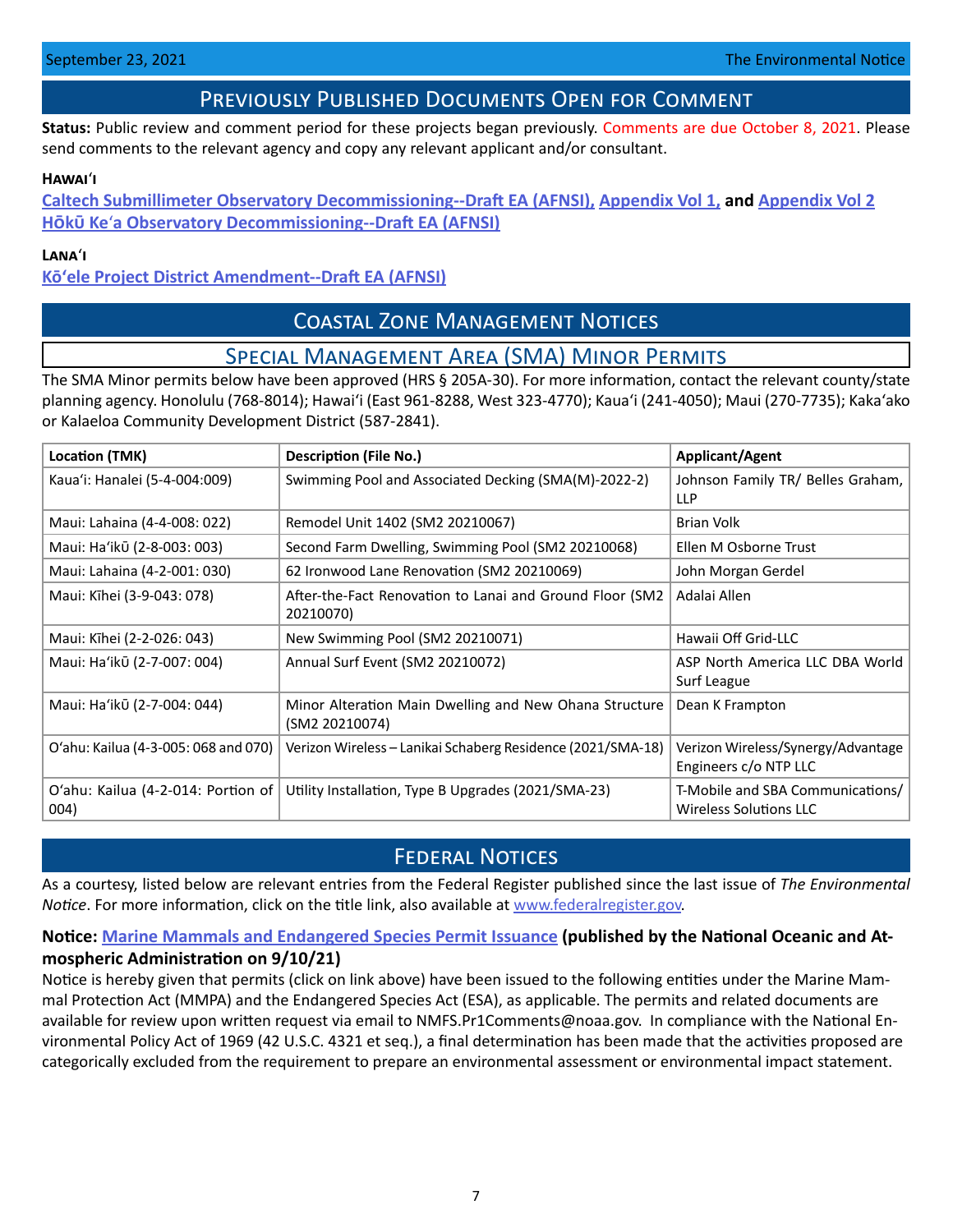## Previously Published Documents Open for Comment

**Status:** Public review and comment period for these projects began previously. Comments are due October 8, 2021. Please send comments to the relevant agency and copy any relevant applicant and/or consultant.

### Hawaiʻi

**Caltech Submillimeter Observatory Decommissioning--Draft EA (AFNSI), Appendix Vol 1, and Appendix Vol 2**
**Hōkū Keʻa Observatory Decommissioning--Draft EA (AFNSI)**

### Lanaʻi

**Kōʻele Project District Amendment--Draft EA (AFNSI)**

## Coastal Zone Management Notices

### Special Management Area (SMA) Minor Permits

The SMA Minor permits below have been approved (HRS § 205A-30). For more information, contact the relevant county/state planning agency. Honolulu (768-8014); Hawaiʻi (East 961-8288, West 323-4770); Kauaʻi (241-4050); Maui (270-7735); Kakaʻako or Kalaeloa Community Development District (587-2841).

| Location (TMK) | Description (File No.) | Applicant/Agent |
|---|---|---|
| Kauaʻi: Hanalei (5-4-004:009) | Swimming Pool and Associated Decking (SMA(M)-2022-2) | Johnson Family TR/ Belles Graham, LLP |
| Maui: Lahaina (4-4-008: 022) | Remodel Unit 1402 (SM2 20210067) | Brian Volk |
| Maui: Haʻikū (2-8-003: 003) | Second Farm Dwelling, Swimming Pool (SM2 20210068) | Ellen M Osborne Trust |
| Maui: Lahaina (4-2-001: 030) | 62 Ironwood Lane Renovation (SM2 20210069) | John Morgan Gerdel |
| Maui: Kīhei (3-9-043: 078) | After-the-Fact Renovation to Lanai and Ground Floor (SM2 20210070) | Adalai Allen |
| Maui: Kīhei (2-2-026: 043) | New Swimming Pool (SM2 20210071) | Hawaii Off Grid-LLC |
| Maui: Haʻikū (2-7-007: 004) | Annual Surf Event (SM2 20210072) | ASP North America LLC DBA World Surf League |
| Maui: Haʻikū (2-7-004: 044) | Minor Alteration Main Dwelling and New Ohana Structure (SM2 20210074) | Dean K Frampton |
| Oʻahu: Kailua (4-3-005: 068 and 070) | Verizon Wireless – Lanikai Schaberg Residence (2021/SMA-18) | Verizon Wireless/Synergy/Advantage Engineers c/o NTP LLC |
| Oʻahu: Kailua (4-2-014: Portion of 004) | Utility Installation, Type B Upgrades (2021/SMA-23) | T-Mobile and SBA Communications/ Wireless Solutions LLC |

## Federal Notices

As a courtesy, listed below are relevant entries from the Federal Register published since the last issue of *The Environmental Notice*. For more information, click on the title link, also available at www.federalregister.gov.

**Notice: Marine Mammals and Endangered Species Permit Issuance (published by the National Oceanic and Atmospheric Administration on 9/10/21)**

Notice is hereby given that permits (click on link above) have been issued to the following entities under the Marine Mammal Protection Act (MMPA) and the Endangered Species Act (ESA), as applicable. The permits and related documents are available for review upon written request via email to NMFS.Pr1Comments@noaa.gov. In compliance with the National Environmental Policy Act of 1969 (42 U.S.C. 4321 et seq.), a final determination has been made that the activities proposed are categorically excluded from the requirement to prepare an environmental assessment or environmental impact statement.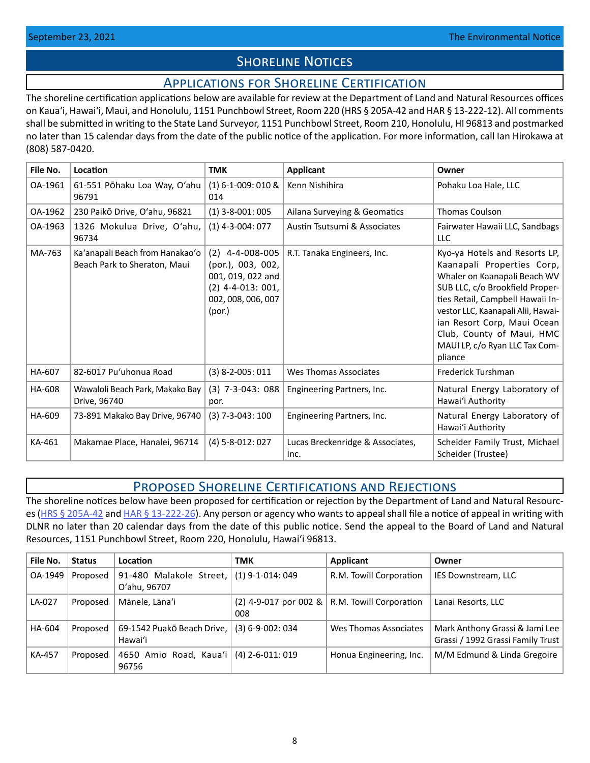# Shoreline Notices

## Applications for Shoreline Certification

The shoreline certification applications below are available for review at the Department of Land and Natural Resources offices on Kaua'i, Hawai'i, Maui, and Honolulu, 1151 Punchbowl Street, Room 220 (HRS § 205A-42 and HAR § 13-222-12). All comments shall be submitted in writing to the State Land Surveyor, 1151 Punchbowl Street, Room 210, Honolulu, HI 96813 and postmarked no later than 15 calendar days from the date of the public notice of the application. For more information, call Ian Hirokawa at (808) 587-0420.

| File No. | Location | TMK | Applicant | Owner |
|---|---|---|---|---|
| OA-1961 | 61-551 Pōhaku Loa Way, O'ahu 96791 | (1) 6-1-009: 010 & 014 | Kenn Nishihira | Pohaku Loa Hale, LLC |
| OA-1962 | 230 Paikō Drive, O'ahu, 96821 | (1) 3-8-001: 005 | Ailana Surveying & Geomatics | Thomas Coulson |
| OA-1963 | 1326 Mokulua Drive, O'ahu, 96734 | (1) 4-3-004: 077 | Austin Tsutsumi & Associates | Fairwater Hawaii LLC, Sandbags LLC |
| MA-763 | Ka'anapali Beach from Hanakao'o Beach Park to Sheraton, Maui | (2) 4-4-008-005 (por.), 003, 002, 001, 019, 022 and (2) 4-4-013: 001, 002, 008, 006, 007 (por.) | R.T. Tanaka Engineers, Inc. | Kyo-ya Hotels and Resorts LP, Kaanapali Properties Corp, Whaler on Kaanapali Beach WV SUB LLC, c/o Brookfield Properties Retail, Campbell Hawaii Investor LLC, Kaanapali Alii, Hawaiian Resort Corp, Maui Ocean Club, County of Maui, HMC MAUI LP, c/o Ryan LLC Tax Compliance |
| HA-607 | 82-6017 Pu'uhonua Road | (3) 8-2-005: 011 | Wes Thomas Associates | Frederick Turshman |
| HA-608 | Wawaloli Beach Park, Makako Bay Drive, 96740 | (3) 7-3-043: 088 por. | Engineering Partners, Inc. | Natural Energy Laboratory of Hawai'i Authority |
| HA-609 | 73-891 Makako Bay Drive, 96740 | (3) 7-3-043: 100 | Engineering Partners, Inc. | Natural Energy Laboratory of Hawai'i Authority |
| KA-461 | Makamae Place, Hanalei, 96714 | (4) 5-8-012: 027 | Lucas Breckenridge & Associates, Inc. | Scheider Family Trust, Michael Scheider (Trustee) |

## Proposed Shoreline Certifications and Rejections

The shoreline notices below have been proposed for certification or rejection by the Department of Land and Natural Resources (HRS § 205A-42 and HAR § 13-222-26). Any person or agency who wants to appeal shall file a notice of appeal in writing with DLNR no later than 20 calendar days from the date of this public notice. Send the appeal to the Board of Land and Natural Resources, 1151 Punchbowl Street, Room 220, Honolulu, Hawai'i 96813.

| File No. | Status | Location | TMK | Applicant | Owner |
|---|---|---|---|---|---|
| OA-1949 | Proposed | 91-480 Malakole Street, O'ahu, 96707 | (1) 9-1-014: 049 | R.M. Towill Corporation | IES Downstream, LLC |
| LA-027 | Proposed | Mānele, Lāna'i | (2) 4-9-017 por 002 & 008 | R.M. Towill Corporation | Lanai Resorts, LLC |
| HA-604 | Proposed | 69-1542 Puakō Beach Drive, Hawai'i | (3) 6-9-002: 034 | Wes Thomas Associates | Mark Anthony Grassi & Jami Lee Grassi / 1992 Grassi Family Trust |
| KA-457 | Proposed | 4650 Amio Road, Kaua'i 96756 | (4) 2-6-011: 019 | Honua Engineering, Inc. | M/M Edmund & Linda Gregoire |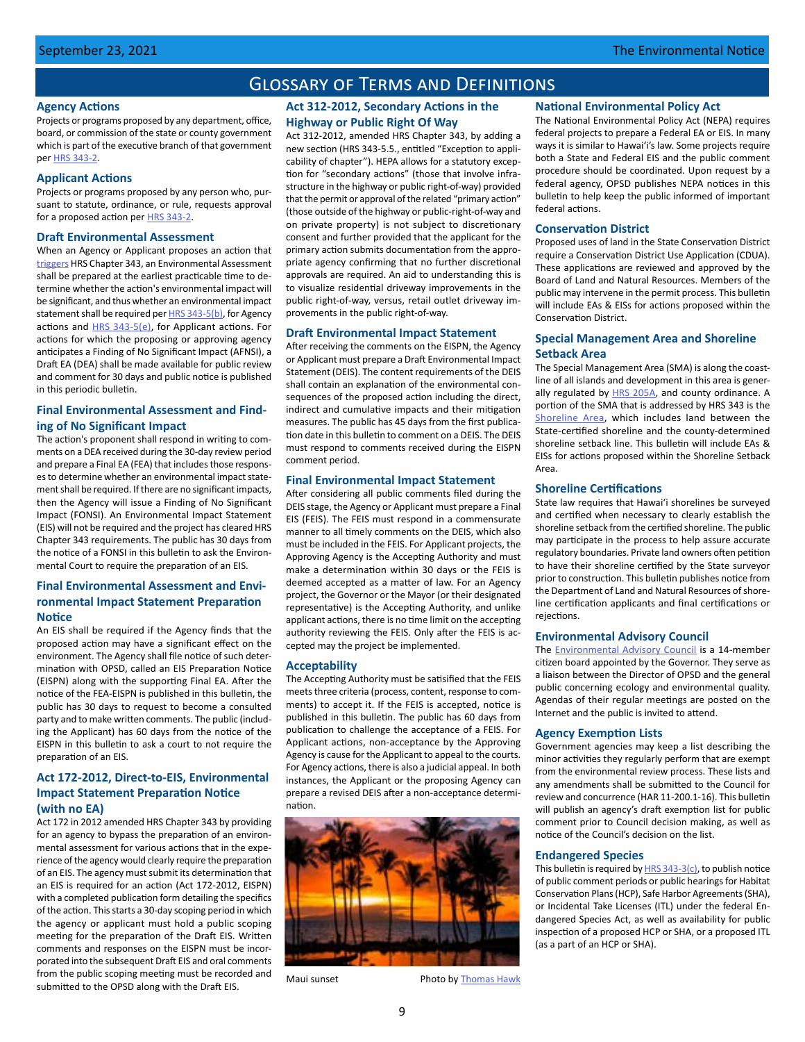# Glossary of Terms and Definitions

### Agency Actions

Projects or programs proposed by any department, office, board, or commission of the state or county government which is part of the executive branch of that government per HRS 343-2.

### Applicant Actions

Projects or programs proposed by any person who, pursuant to statute, ordinance, or rule, requests approval for a proposed action per HRS 343-2.

### Draft Environmental Assessment

When an Agency or Applicant proposes an action that triggers HRS Chapter 343, an Environmental Assessment shall be prepared at the earliest practicable time to determine whether the action's environmental impact will be significant, and thus whether an environmental impact statement shall be required per HRS 343-5(b), for Agency actions and HRS 343-5(e), for Applicant actions. For actions for which the proposing or approving agency anticipates a Finding of No Significant Impact (AFNSI), a Draft EA (DEA) shall be made available for public review and comment for 30 days and public notice is published in this periodic bulletin.

### Final Environmental Assessment and Finding of No Significant Impact

The action's proponent shall respond in writing to comments on a DEA received during the 30-day review period and prepare a Final EA (FEA) that includes those responses to determine whether an environmental impact statement shall be required. If there are no significant impacts, then the Agency will issue a Finding of No Significant Impact (FONSI). An Environmental Impact Statement (EIS) will not be required and the project has cleared HRS Chapter 343 requirements. The public has 30 days from the notice of a FONSI in this bulletin to ask the Environmental Court to require the preparation of an EIS.

### Final Environmental Assessment and Environmental Impact Statement Preparation Notice

An EIS shall be required if the Agency finds that the proposed action may have a significant effect on the environment. The Agency shall file notice of such determination with OPSD, called an EIS Preparation Notice (EISPN) along with the supporting Final EA. After the notice of the FEA-EISPN is published in this bulletin, the public has 30 days to request to become a consulted party and to make written comments. The public (including the Applicant) has 60 days from the notice of the EISPN in this bulletin to ask a court to not require the preparation of an EIS.

### Act 172-2012, Direct-to-EIS, Environmental Impact Statement Preparation Notice (with no EA)

Act 172 in 2012 amended HRS Chapter 343 by providing for an agency to bypass the preparation of an environmental assessment for various actions that in the experience of the agency would clearly require the preparation of an EIS. The agency must submit its determination that an EIS is required for an action (Act 172-2012, EISPN) with a completed publication form detailing the specifics of the action. This starts a 30-day scoping period in which the agency or applicant must hold a public scoping meeting for the preparation of the Draft EIS. Written comments and responses on the EISPN must be incorporated into the subsequent Draft EIS and oral comments from the public scoping meeting must be recorded and submitted to the OPSD along with the Draft EIS.

### Act 312-2012, Secondary Actions in the Highway or Public Right Of Way

Act 312-2012, amended HRS Chapter 343, by adding a new section (HRS 343-5.5., entitled "Exception to applicability of chapter"). HEPA allows for a statutory exception for "secondary actions" (those that involve infrastructure in the highway or public right-of-way) provided that the permit or approval of the related "primary action" (those outside of the highway or public-right-of-way and on private property) is not subject to discretionary consent and further provided that the applicant for the primary action submits documentation from the appropriate agency confirming that no further discretional approvals are required. An aid to understanding this is to visualize residential driveway improvements in the public right-of-way, versus, retail outlet driveway improvements in the public right-of-way.

### Draft Environmental Impact Statement

After receiving the comments on the EISPN, the Agency or Applicant must prepare a Draft Environmental Impact Statement (DEIS). The content requirements of the DEIS shall contain an explanation of the environmental consequences of the proposed action including the direct, indirect and cumulative impacts and their mitigation measures. The public has 45 days from the first publication date in this bulletin to comment on a DEIS. The DEIS must respond to comments received during the EISPN comment period.

### Final Environmental Impact Statement

After considering all public comments filed during the DEIS stage, the Agency or Applicant must prepare a Final EIS (FEIS). The FEIS must respond in a commensurate manner to all timely comments on the DEIS, which also must be included in the FEIS. For Applicant projects, the Approving Agency is the Accepting Authority and must make a determination within 30 days or the FEIS is deemed accepted as a matter of law. For an Agency project, the Governor or the Mayor (or their designated representative) is the Accepting Authority, and unlike applicant actions, there is no time limit on the accepting authority reviewing the FEIS. Only after the FEIS is accepted may the project be implemented.

### Acceptability

The Accepting Authority must be satisified that the FEIS meets three criteria (process, content, response to comments) to accept it. If the FEIS is accepted, notice is published in this bulletin. The public has 60 days from publication to challenge the acceptance of a FEIS. For Applicant actions, non-acceptance by the Approving Agency is cause for the Applicant to appeal to the courts. For Agency actions, there is also a judicial appeal. In both instances, the Applicant or the proposing Agency can prepare a revised DEIS after a non-acceptance determination.

Maui sunset Photo by Thomas Hawk

### National Environmental Policy Act

The National Environmental Policy Act (NEPA) requires federal projects to prepare a Federal EA or EIS. In many ways it is similar to Hawaiʻi's law. Some projects require both a State and Federal EIS and the public comment procedure should be coordinated. Upon request by a federal agency, OPSD publishes NEPA notices in this bulletin to help keep the public informed of important federal actions.

### Conservation District

Proposed uses of land in the State Conservation District require a Conservation District Use Application (CDUA). These applications are reviewed and approved by the Board of Land and Natural Resources. Members of the public may intervene in the permit process. This bulletin will include EAs & EISs for actions proposed within the Conservation District.

### Special Management Area and Shoreline Setback Area

The Special Management Area (SMA) is along the coastline of all islands and development in this area is generally regulated by HRS 205A, and county ordinance. A portion of the SMA that is addressed by HRS 343 is the Shoreline Area, which includes land between the State-certified shoreline and the county-determined shoreline setback line. This bulletin will include EAs & EISs for actions proposed within the Shoreline Setback Area.

### Shoreline Certifications

State law requires that Hawaiʻi shorelines be surveyed and certified when necessary to clearly establish the shoreline setback from the certified shoreline. The public may participate in the process to help assure accurate regulatory boundaries. Private land owners often petition to have their shoreline certified by the State surveyor prior to construction. This bulletin publishes notice from the Department of Land and Natural Resources of shoreline certification applicants and final certifications or rejections.

### Environmental Advisory Council

The Environmental Advisory Council is a 14-member citizen board appointed by the Governor. They serve as a liaison between the Director of OPSD and the general public concerning ecology and environmental quality. Agendas of their regular meetings are posted on the Internet and the public is invited to attend.

### Agency Exemption Lists

Government agencies may keep a list describing the minor activities they regularly perform that are exempt from the environmental review process. These lists and any amendments shall be submitted to the Council for review and concurrence (HAR 11-200.1-16). This bulletin will publish an agency's draft exemption list for public comment prior to Council decision making, as well as notice of the Council's decision on the list.

### Endangered Species

This bulletin is required by HRS 343-3(c), to publish notice of public comment periods or public hearings for Habitat Conservation Plans (HCP), Safe Harbor Agreements (SHA), or Incidental Take Licenses (ITL) under the federal Endangered Species Act, as well as availability for public inspection of a proposed HCP or SHA, or a proposed ITL (as a part of an HCP or SHA).